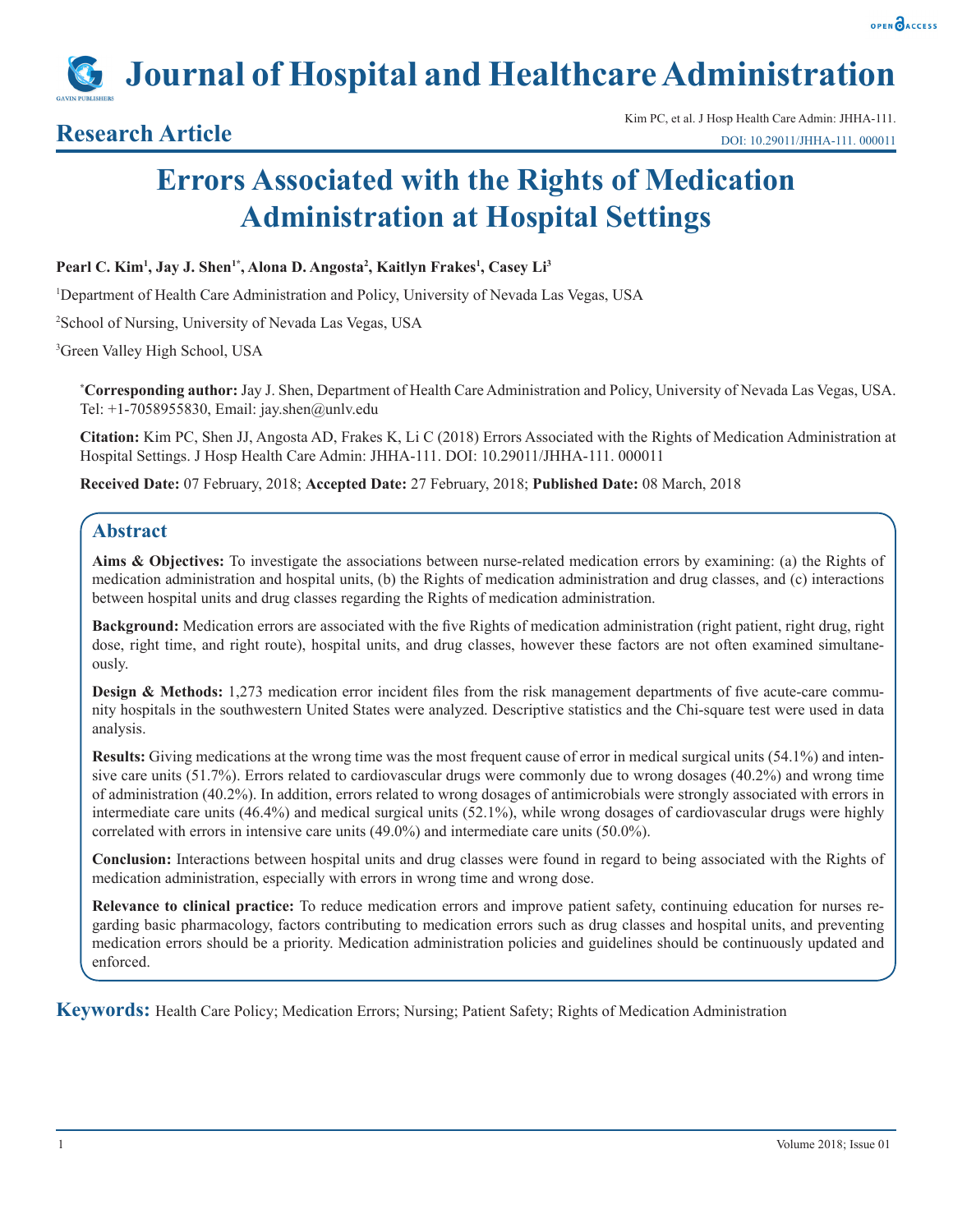# Journal of Hospital and Healthcare Administration

## Research Article

Kim PC, et al. J Hosp Health Care Admin: JHHA-111.
DOI: 10.29011/JHHA-111. 000011

# Errors Associated with the Rights of Medication Administration at Hospital Settings

**Pearl C. Kim[1], Jay J. Shen[1*], Alona D. Angosta[2], Kaitlyn Frakes[1], Casey Li[3]**

[1]Department of Health Care Administration and Policy, University of Nevada Las Vegas, USA

[2]School of Nursing, University of Nevada Las Vegas, USA

[3]Green Valley High School, USA

**\*Corresponding author:** Jay J. Shen, Department of Health Care Administration and Policy, University of Nevada Las Vegas, USA. Tel: +1-7058955830, Email: jay.shen@unlv.edu

**Citation:** Kim PC, Shen JJ, Angosta AD, Frakes K, Li C (2018) Errors Associated with the Rights of Medication Administration at Hospital Settings. J Hosp Health Care Admin: JHHA-111. DOI: 10.29011/JHHA-111. 000011

**Received Date:** 07 February, 2018; **Accepted Date:** 27 February, 2018; **Published Date:** 08 March, 2018

## Abstract

**Aims & Objectives:** To investigate the associations between nurse-related medication errors by examining: (a) the Rights of medication administration and hospital units, (b) the Rights of medication administration and drug classes, and (c) interactions between hospital units and drug classes regarding the Rights of medication administration.

**Background:** Medication errors are associated with the five Rights of medication administration (right patient, right drug, right dose, right time, and right route), hospital units, and drug classes, however these factors are not often examined simultaneously.

**Design & Methods:** 1,273 medication error incident files from the risk management departments of five acute-care community hospitals in the southwestern United States were analyzed. Descriptive statistics and the Chi-square test were used in data analysis.

**Results:** Giving medications at the wrong time was the most frequent cause of error in medical surgical units (54.1%) and intensive care units (51.7%). Errors related to cardiovascular drugs were commonly due to wrong dosages (40.2%) and wrong time of administration (40.2%). In addition, errors related to wrong dosages of antimicrobials were strongly associated with errors in intermediate care units (46.4%) and medical surgical units (52.1%), while wrong dosages of cardiovascular drugs were highly correlated with errors in intensive care units (49.0%) and intermediate care units (50.0%).

**Conclusion:** Interactions between hospital units and drug classes were found in regard to being associated with the Rights of medication administration, especially with errors in wrong time and wrong dose.

**Relevance to clinical practice:** To reduce medication errors and improve patient safety, continuing education for nurses regarding basic pharmacology, factors contributing to medication errors such as drug classes and hospital units, and preventing medication errors should be a priority. Medication administration policies and guidelines should be continuously updated and enforced.

**Keywords:** Health Care Policy; Medication Errors; Nursing; Patient Safety; Rights of Medication Administration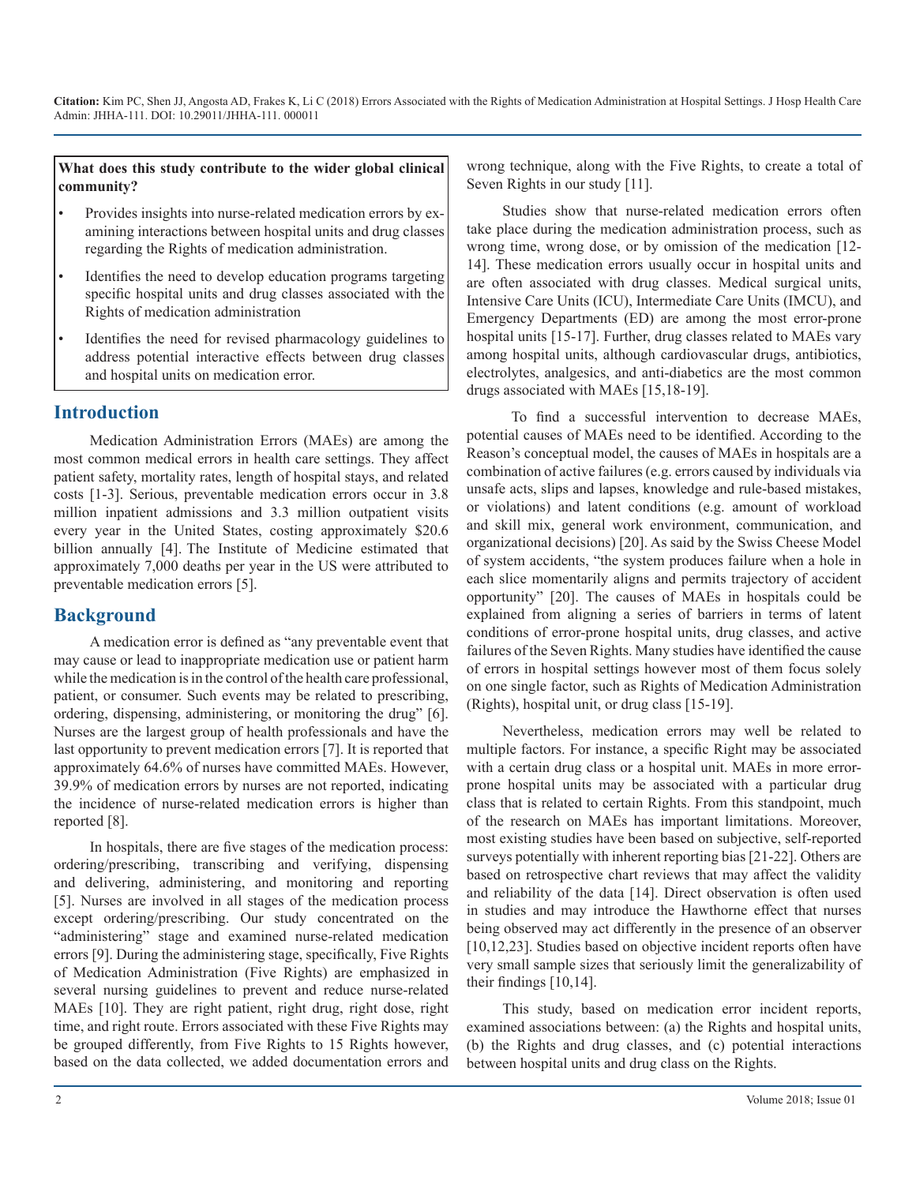**What does this study contribute to the wider global clinical community?**

- Provides insights into nurse-related medication errors by examining interactions between hospital units and drug classes regarding the Rights of medication administration.
- Identifies the need to develop education programs targeting specific hospital units and drug classes associated with the Rights of medication administration
- Identifies the need for revised pharmacology guidelines to address potential interactive effects between drug classes and hospital units on medication error.

## Introduction

Medication Administration Errors (MAEs) are among the most common medical errors in health care settings. They affect patient safety, mortality rates, length of hospital stays, and related costs [1-3]. Serious, preventable medication errors occur in 3.8 million inpatient admissions and 3.3 million outpatient visits every year in the United States, costing approximately $20.6 billion annually [4]. The Institute of Medicine estimated that approximately 7,000 deaths per year in the US were attributed to preventable medication errors [5].

## Background

A medication error is defined as "any preventable event that may cause or lead to inappropriate medication use or patient harm while the medication is in the control of the health care professional, patient, or consumer. Such events may be related to prescribing, ordering, dispensing, administering, or monitoring the drug" [6]. Nurses are the largest group of health professionals and have the last opportunity to prevent medication errors [7]. It is reported that approximately 64.6% of nurses have committed MAEs. However, 39.9% of medication errors by nurses are not reported, indicating the incidence of nurse-related medication errors is higher than reported [8].

In hospitals, there are five stages of the medication process: ordering/prescribing, transcribing and verifying, dispensing and delivering, administering, and monitoring and reporting [5]. Nurses are involved in all stages of the medication process except ordering/prescribing. Our study concentrated on the "administering" stage and examined nurse-related medication errors [9]. During the administering stage, specifically, Five Rights of Medication Administration (Five Rights) are emphasized in several nursing guidelines to prevent and reduce nurse-related MAEs [10]. They are right patient, right drug, right dose, right time, and right route. Errors associated with these Five Rights may be grouped differently, from Five Rights to 15 Rights however, based on the data collected, we added documentation errors and wrong technique, along with the Five Rights, to create a total of Seven Rights in our study [11].

Studies show that nurse-related medication errors often take place during the medication administration process, such as wrong time, wrong dose, or by omission of the medication [12-14]. These medication errors usually occur in hospital units and are often associated with drug classes. Medical surgical units, Intensive Care Units (ICU), Intermediate Care Units (IMCU), and Emergency Departments (ED) are among the most error-prone hospital units [15-17]. Further, drug classes related to MAEs vary among hospital units, although cardiovascular drugs, antibiotics, electrolytes, analgesics, and anti-diabetics are the most common drugs associated with MAEs [15,18-19].

To find a successful intervention to decrease MAEs, potential causes of MAEs need to be identified. According to the Reason's conceptual model, the causes of MAEs in hospitals are a combination of active failures (e.g. errors caused by individuals via unsafe acts, slips and lapses, knowledge and rule-based mistakes, or violations) and latent conditions (e.g. amount of workload and skill mix, general work environment, communication, and organizational decisions) [20]. As said by the Swiss Cheese Model of system accidents, "the system produces failure when a hole in each slice momentarily aligns and permits trajectory of accident opportunity" [20]. The causes of MAEs in hospitals could be explained from aligning a series of barriers in terms of latent conditions of error-prone hospital units, drug classes, and active failures of the Seven Rights. Many studies have identified the cause of errors in hospital settings however most of them focus solely on one single factor, such as Rights of Medication Administration (Rights), hospital unit, or drug class [15-19].

Nevertheless, medication errors may well be related to multiple factors. For instance, a specific Right may be associated with a certain drug class or a hospital unit. MAEs in more error-prone hospital units may be associated with a particular drug class that is related to certain Rights. From this standpoint, much of the research on MAEs has important limitations. Moreover, most existing studies have been based on subjective, self-reported surveys potentially with inherent reporting bias [21-22]. Others are based on retrospective chart reviews that may affect the validity and reliability of the data [14]. Direct observation is often used in studies and may introduce the Hawthorne effect that nurses being observed may act differently in the presence of an observer [10,12,23]. Studies based on objective incident reports often have very small sample sizes that seriously limit the generalizability of their findings [10,14].

This study, based on medication error incident reports, examined associations between: (a) the Rights and hospital units, (b) the Rights and drug classes, and (c) potential interactions between hospital units and drug class on the Rights.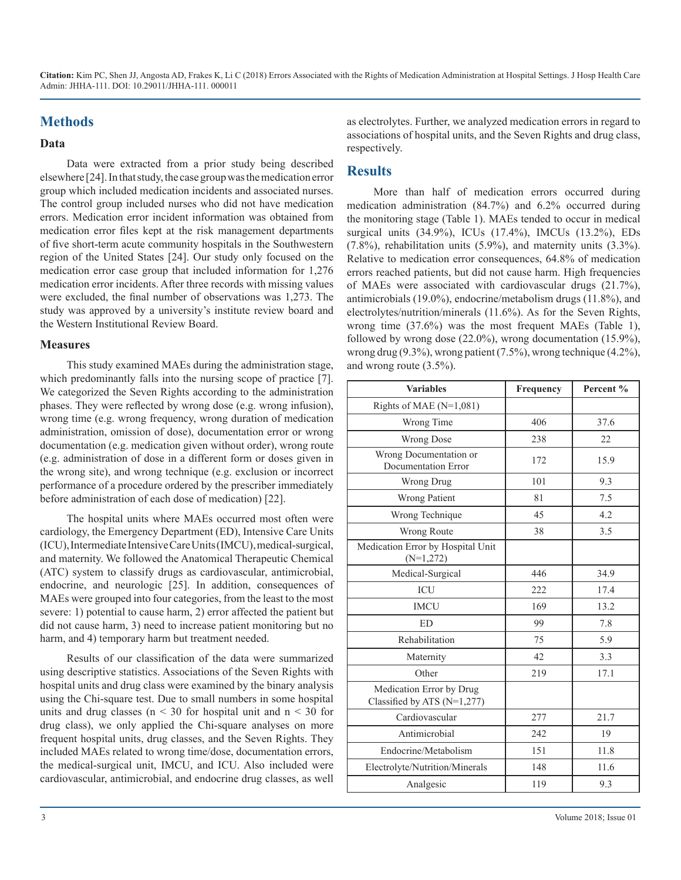## Methods

### Data

Data were extracted from a prior study being described elsewhere [24]. In that study, the case group was the medication error group which included medication incidents and associated nurses. The control group included nurses who did not have medication errors. Medication error incident information was obtained from medication error files kept at the risk management departments of five short-term acute community hospitals in the Southwestern region of the United States [24]. Our study only focused on the medication error case group that included information for 1,276 medication error incidents. After three records with missing values were excluded, the final number of observations was 1,273. The study was approved by a university's institute review board and the Western Institutional Review Board.

### Measures

This study examined MAEs during the administration stage, which predominantly falls into the nursing scope of practice [7]. We categorized the Seven Rights according to the administration phases. They were reflected by wrong dose (e.g. wrong infusion), wrong time (e.g. wrong frequency, wrong duration of medication administration, omission of dose), documentation error or wrong documentation (e.g. medication given without order), wrong route (e.g. administration of dose in a different form or doses given in the wrong site), and wrong technique (e.g. exclusion or incorrect performance of a procedure ordered by the prescriber immediately before administration of each dose of medication) [22].

The hospital units where MAEs occurred most often were cardiology, the Emergency Department (ED), Intensive Care Units (ICU), Intermediate Intensive Care Units (IMCU), medical-surgical, and maternity. We followed the Anatomical Therapeutic Chemical (ATC) system to classify drugs as cardiovascular, antimicrobial, endocrine, and neurologic [25]. In addition, consequences of MAEs were grouped into four categories, from the least to the most severe: 1) potential to cause harm, 2) error affected the patient but did not cause harm, 3) need to increase patient monitoring but no harm, and 4) temporary harm but treatment needed.

Results of our classification of the data were summarized using descriptive statistics. Associations of the Seven Rights with hospital units and drug class were examined by the binary analysis using the Chi-square test. Due to small numbers in some hospital units and drug classes ($n < 30$ for hospital unit and $n < 30$ for drug class), we only applied the Chi-square analyses on more frequent hospital units, drug classes, and the Seven Rights. They included MAEs related to wrong time/dose, documentation errors, the medical-surgical unit, IMCU, and ICU. Also included were cardiovascular, antimicrobial, and endocrine drug classes, as well as electrolytes. Further, we analyzed medication errors in regard to associations of hospital units, and the Seven Rights and drug class, respectively.

## Results

More than half of medication errors occurred during medication administration (84.7%) and 6.2% occurred during the monitoring stage (Table 1). MAEs tended to occur in medical surgical units (34.9%), ICUs (17.4%), IMCUs (13.2%), EDs (7.8%), rehabilitation units (5.9%), and maternity units (3.3%). Relative to medication error consequences, 64.8% of medication errors reached patients, but did not cause harm. High frequencies of MAEs were associated with cardiovascular drugs (21.7%), antimicrobials (19.0%), endocrine/metabolism drugs (11.8%), and electrolytes/nutrition/minerals (11.6%). As for the Seven Rights, wrong time (37.6%) was the most frequent MAEs (Table 1), followed by wrong dose (22.0%), wrong documentation (15.9%), wrong drug (9.3%), wrong patient (7.5%), wrong technique (4.2%), and wrong route (3.5%).

| Variables | Frequency | Percent % |
|---|---|---|
| Rights of MAE (N=1,081) | | |
| Wrong Time | 406 | 37.6 |
| Wrong Dose | 238 | 22 |
| Wrong Documentation or Documentation Error | 172 | 15.9 |
| Wrong Drug | 101 | 9.3 |
| Wrong Patient | 81 | 7.5 |
| Wrong Technique | 45 | 4.2 |
| Wrong Route | 38 | 3.5 |
| Medication Error by Hospital Unit (N=1,272) | | |
| Medical-Surgical | 446 | 34.9 |
| ICU | 222 | 17.4 |
| IMCU | 169 | 13.2 |
| ED | 99 | 7.8 |
| Rehabilitation | 75 | 5.9 |
| Maternity | 42 | 3.3 |
| Other | 219 | 17.1 |
| Medication Error by Drug Classified by ATS (N=1,277) | | |
| Cardiovascular | 277 | 21.7 |
| Antimicrobial | 242 | 19 |
| Endocrine/Metabolism | 151 | 11.8 |
| Electrolyte/Nutrition/Minerals | 148 | 11.6 |
| Analgesic | 119 | 9.3 |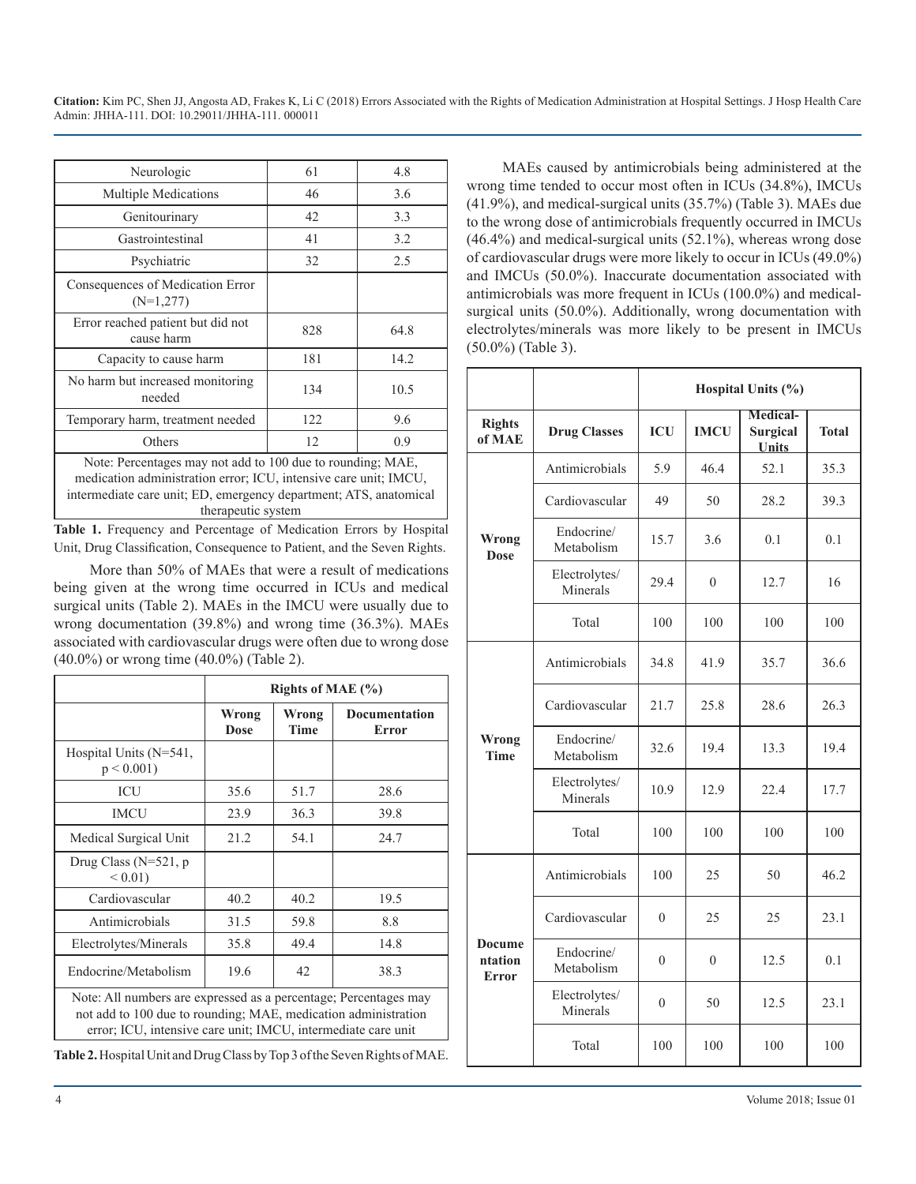| | | |
|---|---|---|
| Neurologic | 61 | 4.8 |
| Multiple Medications | 46 | 3.6 |
| Genitourinary | 42 | 3.3 |
| Gastrointestinal | 41 | 3.2 |
| Psychiatric | 32 | 2.5 |
| Consequences of Medication Error (N=1,277) | | |
| Error reached patient but did not cause harm | 828 | 64.8 |
| Capacity to cause harm | 181 | 14.2 |
| No harm but increased monitoring needed | 134 | 10.5 |
| Temporary harm, treatment needed | 122 | 9.6 |
| Others | 12 | 0.9 |

Note: Percentages may not add to 100 due to rounding; MAE, medication administration error; ICU, intensive care unit; IMCU, intermediate care unit; ED, emergency department; ATS, anatomical therapeutic system

**Table 1.** Frequency and Percentage of Medication Errors by Hospital Unit, Drug Classification, Consequence to Patient, and the Seven Rights.

More than 50% of MAEs that were a result of medications being given at the wrong time occurred in ICUs and medical surgical units (Table 2). MAEs in the IMCU were usually due to wrong documentation (39.8%) and wrong time (36.3%). MAEs associated with cardiovascular drugs were often due to wrong dose (40.0%) or wrong time (40.0%) (Table 2).

| | Rights of MAE (%) | | |
|---|---|---|---|
| | **Wrong Dose** | **Wrong Time** | **Documentation Error** |
| Hospital Units (N=541, p < 0.001) | | | |
| ICU | 35.6 | 51.7 | 28.6 |
| IMCU | 23.9 | 36.3 | 39.8 |
| Medical Surgical Unit | 21.2 | 54.1 | 24.7 |
| Drug Class (N=521, p < 0.01) | | | |
| Cardiovascular | 40.2 | 40.2 | 19.5 |
| Antimicrobials | 31.5 | 59.8 | 8.8 |
| Electrolytes/Minerals | 35.8 | 49.4 | 14.8 |
| Endocrine/Metabolism | 19.6 | 42 | 38.3 |

Note: All numbers are expressed as a percentage; Percentages may not add to 100 due to rounding; MAE, medication administration error; ICU, intensive care unit; IMCU, intermediate care unit

**Table 2.** Hospital Unit and Drug Class by Top 3 of the Seven Rights of MAE.

MAEs caused by antimicrobials being administered at the wrong time tended to occur most often in ICUs (34.8%), IMCUs (41.9%), and medical-surgical units (35.7%) (Table 3). MAEs due to the wrong dose of antimicrobials frequently occurred in IMCUs (46.4%) and medical-surgical units (52.1%), whereas wrong dose of cardiovascular drugs were more likely to occur in ICUs (49.0%) and IMCUs (50.0%). Inaccurate documentation associated with antimicrobials was more frequent in ICUs (100.0%) and medical-surgical units (50.0%). Additionally, wrong documentation with electrolytes/minerals was more likely to be present in IMCUs (50.0%) (Table 3).

| | | Hospital Units (%) | | | |
|---|---|---|---|---|---|
| **Rights of MAE** | **Drug Classes** | **ICU** | **IMCU** | **Medical-Surgical Units** | **Total** |
| **Wrong Dose** | Antimicrobials | 5.9 | 46.4 | 52.1 | 35.3 |
| | Cardiovascular | 49 | 50 | 28.2 | 39.3 |
| | Endocrine/ Metabolism | 15.7 | 3.6 | 0.1 | 0.1 |
| | Electrolytes/ Minerals | 29.4 | 0 | 12.7 | 16 |
| | Total | 100 | 100 | 100 | 100 |
| **Wrong Time** | Antimicrobials | 34.8 | 41.9 | 35.7 | 36.6 |
| | Cardiovascular | 21.7 | 25.8 | 28.6 | 26.3 |
| | Endocrine/ Metabolism | 32.6 | 19.4 | 13.3 | 19.4 |
| | Electrolytes/ Minerals | 10.9 | 12.9 | 22.4 | 17.7 |
| | Total | 100 | 100 | 100 | 100 |
| **Documentation Error** | Antimicrobials | 100 | 25 | 50 | 46.2 |
| | Cardiovascular | 0 | 25 | 25 | 23.1 |
| | Endocrine/ Metabolism | 0 | 0 | 12.5 | 0.1 |
| | Electrolytes/ Minerals | 0 | 50 | 12.5 | 23.1 |
| | Total | 100 | 100 | 100 | 100 |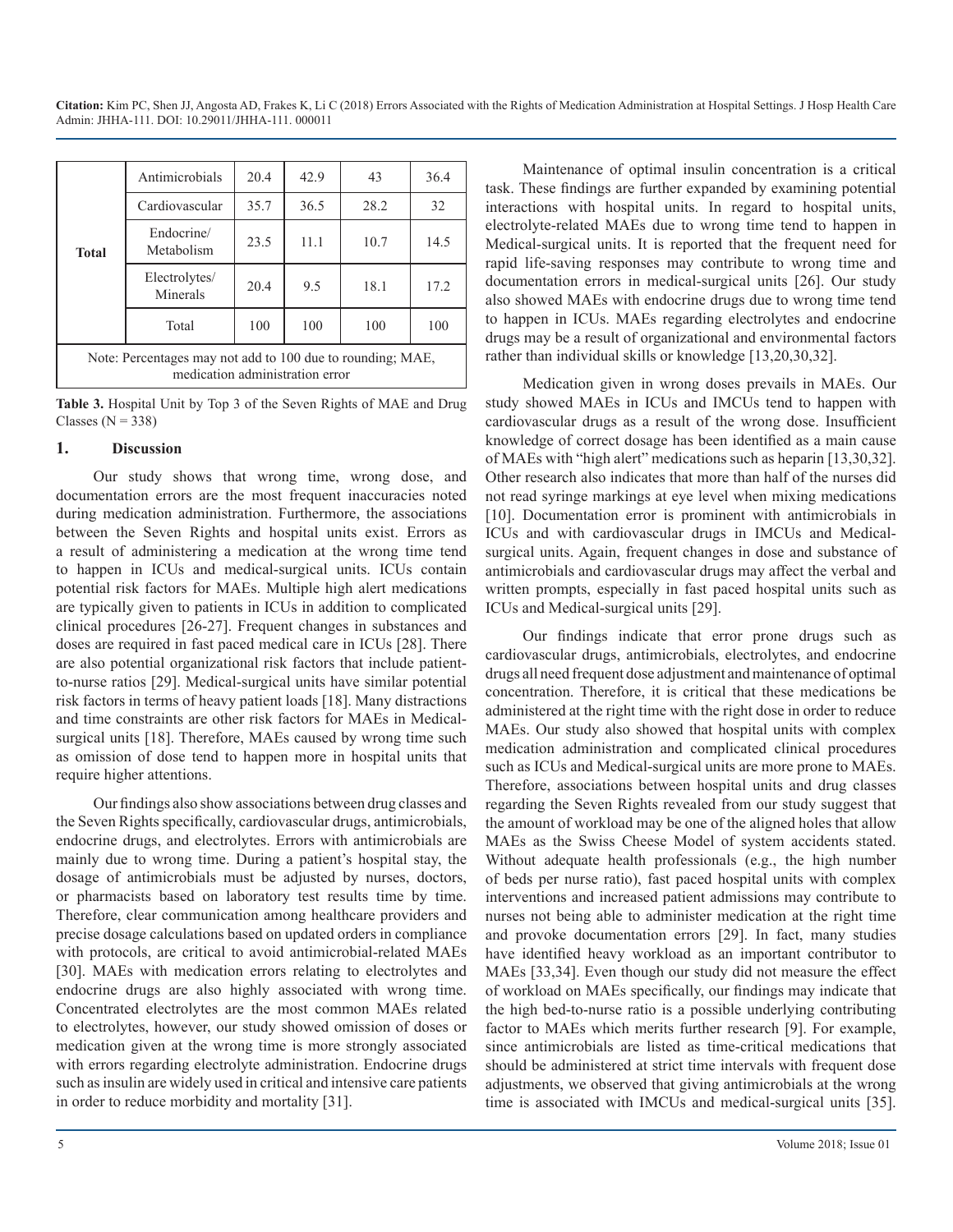| | | | | | |
|---|---|---|---|---|---|
| Total | Antimicrobials | 20.4 | 42.9 | 43 | 36.4 |
| | Cardiovascular | 35.7 | 36.5 | 28.2 | 32 |
| | Endocrine/ Metabolism | 23.5 | 11.1 | 10.7 | 14.5 |
| | Electrolytes/ Minerals | 20.4 | 9.5 | 18.1 | 17.2 |
| | Total | 100 | 100 | 100 | 100 |
| Note: Percentages may not add to 100 due to rounding; MAE, medication administration error | | | | | |

**Table 3.** Hospital Unit by Top 3 of the Seven Rights of MAE and Drug Classes (N = 338)

## 1. Discussion

Our study shows that wrong time, wrong dose, and documentation errors are the most frequent inaccuracies noted during medication administration. Furthermore, the associations between the Seven Rights and hospital units exist. Errors as a result of administering a medication at the wrong time tend to happen in ICUs and medical-surgical units. ICUs contain potential risk factors for MAEs. Multiple high alert medications are typically given to patients in ICUs in addition to complicated clinical procedures [26-27]. Frequent changes in substances and doses are required in fast paced medical care in ICUs [28]. There are also potential organizational risk factors that include patient-to-nurse ratios [29]. Medical-surgical units have similar potential risk factors in terms of heavy patient loads [18]. Many distractions and time constraints are other risk factors for MAEs in Medical-surgical units [18]. Therefore, MAEs caused by wrong time such as omission of dose tend to happen more in hospital units that require higher attentions.

Our findings also show associations between drug classes and the Seven Rights specifically, cardiovascular drugs, antimicrobials, endocrine drugs, and electrolytes. Errors with antimicrobials are mainly due to wrong time. During a patient's hospital stay, the dosage of antimicrobials must be adjusted by nurses, doctors, or pharmacists based on laboratory test results time by time. Therefore, clear communication among healthcare providers and precise dosage calculations based on updated orders in compliance with protocols, are critical to avoid antimicrobial-related MAEs [30]. MAEs with medication errors relating to electrolytes and endocrine drugs are also highly associated with wrong time. Concentrated electrolytes are the most common MAEs related to electrolytes, however, our study showed omission of doses or medication given at the wrong time is more strongly associated with errors regarding electrolyte administration. Endocrine drugs such as insulin are widely used in critical and intensive care patients in order to reduce morbidity and mortality [31].

Maintenance of optimal insulin concentration is a critical task. These findings are further expanded by examining potential interactions with hospital units. In regard to hospital units, electrolyte-related MAEs due to wrong time tend to happen in Medical-surgical units. It is reported that the frequent need for rapid life-saving responses may contribute to wrong time and documentation errors in medical-surgical units [26]. Our study also showed MAEs with endocrine drugs due to wrong time tend to happen in ICUs. MAEs regarding electrolytes and endocrine drugs may be a result of organizational and environmental factors rather than individual skills or knowledge [13,20,30,32].

Medication given in wrong doses prevails in MAEs. Our study showed MAEs in ICUs and IMCUs tend to happen with cardiovascular drugs as a result of the wrong dose. Insufficient knowledge of correct dosage has been identified as a main cause of MAEs with "high alert" medications such as heparin [13,30,32]. Other research also indicates that more than half of the nurses did not read syringe markings at eye level when mixing medications [10]. Documentation error is prominent with antimicrobials in ICUs and with cardiovascular drugs in IMCUs and Medical-surgical units. Again, frequent changes in dose and substance of antimicrobials and cardiovascular drugs may affect the verbal and written prompts, especially in fast paced hospital units such as ICUs and Medical-surgical units [29].

Our findings indicate that error prone drugs such as cardiovascular drugs, antimicrobials, electrolytes, and endocrine drugs all need frequent dose adjustment and maintenance of optimal concentration. Therefore, it is critical that these medications be administered at the right time with the right dose in order to reduce MAEs. Our study also showed that hospital units with complex medication administration and complicated clinical procedures such as ICUs and Medical-surgical units are more prone to MAEs. Therefore, associations between hospital units and drug classes regarding the Seven Rights revealed from our study suggest that the amount of workload may be one of the aligned holes that allow MAEs as the Swiss Cheese Model of system accidents stated. Without adequate health professionals (e.g., the high number of beds per nurse ratio), fast paced hospital units with complex interventions and increased patient admissions may contribute to nurses not being able to administer medication at the right time and provoke documentation errors [29]. In fact, many studies have identified heavy workload as an important contributor to MAEs [33,34]. Even though our study did not measure the effect of workload on MAEs specifically, our findings may indicate that the high bed-to-nurse ratio is a possible underlying contributing factor to MAEs which merits further research [9]. For example, since antimicrobials are listed as time-critical medications that should be administered at strict time intervals with frequent dose adjustments, we observed that giving antimicrobials at the wrong time is associated with IMCUs and medical-surgical units [35].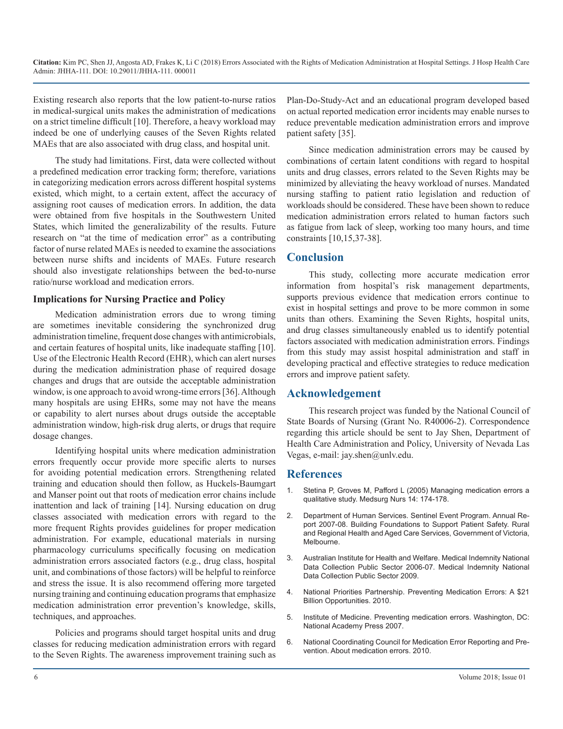Existing research also reports that the low patient-to-nurse ratios in medical-surgical units makes the administration of medications on a strict timeline difficult [10]. Therefore, a heavy workload may indeed be one of underlying causes of the Seven Rights related MAEs that are also associated with drug class, and hospital unit.

The study had limitations. First, data were collected without a predefined medication error tracking form; therefore, variations in categorizing medication errors across different hospital systems existed, which might, to a certain extent, affect the accuracy of assigning root causes of medication errors. In addition, the data were obtained from five hospitals in the Southwestern United States, which limited the generalizability of the results. Future research on "at the time of medication error" as a contributing factor of nurse related MAEs is needed to examine the associations between nurse shifts and incidents of MAEs. Future research should also investigate relationships between the bed-to-nurse ratio/nurse workload and medication errors.

### Implications for Nursing Practice and Policy

Medication administration errors due to wrong timing are sometimes inevitable considering the synchronized drug administration timeline, frequent dose changes with antimicrobials, and certain features of hospital units, like inadequate staffing [10]. Use of the Electronic Health Record (EHR), which can alert nurses during the medication administration phase of required dosage changes and drugs that are outside the acceptable administration window, is one approach to avoid wrong-time errors [36]. Although many hospitals are using EHRs, some may not have the means or capability to alert nurses about drugs outside the acceptable administration window, high-risk drug alerts, or drugs that require dosage changes.

Identifying hospital units where medication administration errors frequently occur provide more specific alerts to nurses for avoiding potential medication errors. Strengthening related training and education should then follow, as Huckels-Baumgart and Manser point out that roots of medication error chains include inattention and lack of training [14]. Nursing education on drug classes associated with medication errors with regard to the more frequent Rights provides guidelines for proper medication administration. For example, educational materials in nursing pharmacology curriculums specifically focusing on medication administration errors associated factors (e.g., drug class, hospital unit, and combinations of those factors) will be helpful to reinforce and stress the issue. It is also recommend offering more targeted nursing training and continuing education programs that emphasize medication administration error prevention's knowledge, skills, techniques, and approaches.

Policies and programs should target hospital units and drug classes for reducing medication administration errors with regard to the Seven Rights. The awareness improvement training such as Plan-Do-Study-Act and an educational program developed based on actual reported medication error incidents may enable nurses to reduce preventable medication administration errors and improve patient safety [35].

Since medication administration errors may be caused by combinations of certain latent conditions with regard to hospital units and drug classes, errors related to the Seven Rights may be minimized by alleviating the heavy workload of nurses. Mandated nursing staffing to patient ratio legislation and reduction of workloads should be considered. These have been shown to reduce medication administration errors related to human factors such as fatigue from lack of sleep, working too many hours, and time constraints [10,15,37-38].

## Conclusion

This study, collecting more accurate medication error information from hospital's risk management departments, supports previous evidence that medication errors continue to exist in hospital settings and prove to be more common in some units than others. Examining the Seven Rights, hospital units, and drug classes simultaneously enabled us to identify potential factors associated with medication administration errors. Findings from this study may assist hospital administration and staff in developing practical and effective strategies to reduce medication errors and improve patient safety.

## Acknowledgement

This research project was funded by the National Council of State Boards of Nursing (Grant No. R40006-2). Correspondence regarding this article should be sent to Jay Shen, Department of Health Care Administration and Policy, University of Nevada Las Vegas, e-mail: jay.shen@unlv.edu.

## References

1. Stetina P, Groves M, Pafford L (2005) Managing medication errors a qualitative study. Medsurg Nurs 14: 174-178.
2. Department of Human Services. Sentinel Event Program. Annual Report 2007-08. Building Foundations to Support Patient Safety. Rural and Regional Health and Aged Care Services, Government of Victoria, Melbourne.
3. Australian Institute for Health and Welfare. Medical Indemnity National Data Collection Public Sector 2006-07. Medical Indemnity National Data Collection Public Sector 2009.
4. National Priorities Partnership. Preventing Medication Errors: A $21 Billion Opportunities. 2010.
5. Institute of Medicine. Preventing medication errors. Washington, DC: National Academy Press 2007.
6. National Coordinating Council for Medication Error Reporting and Prevention. About medication errors. 2010.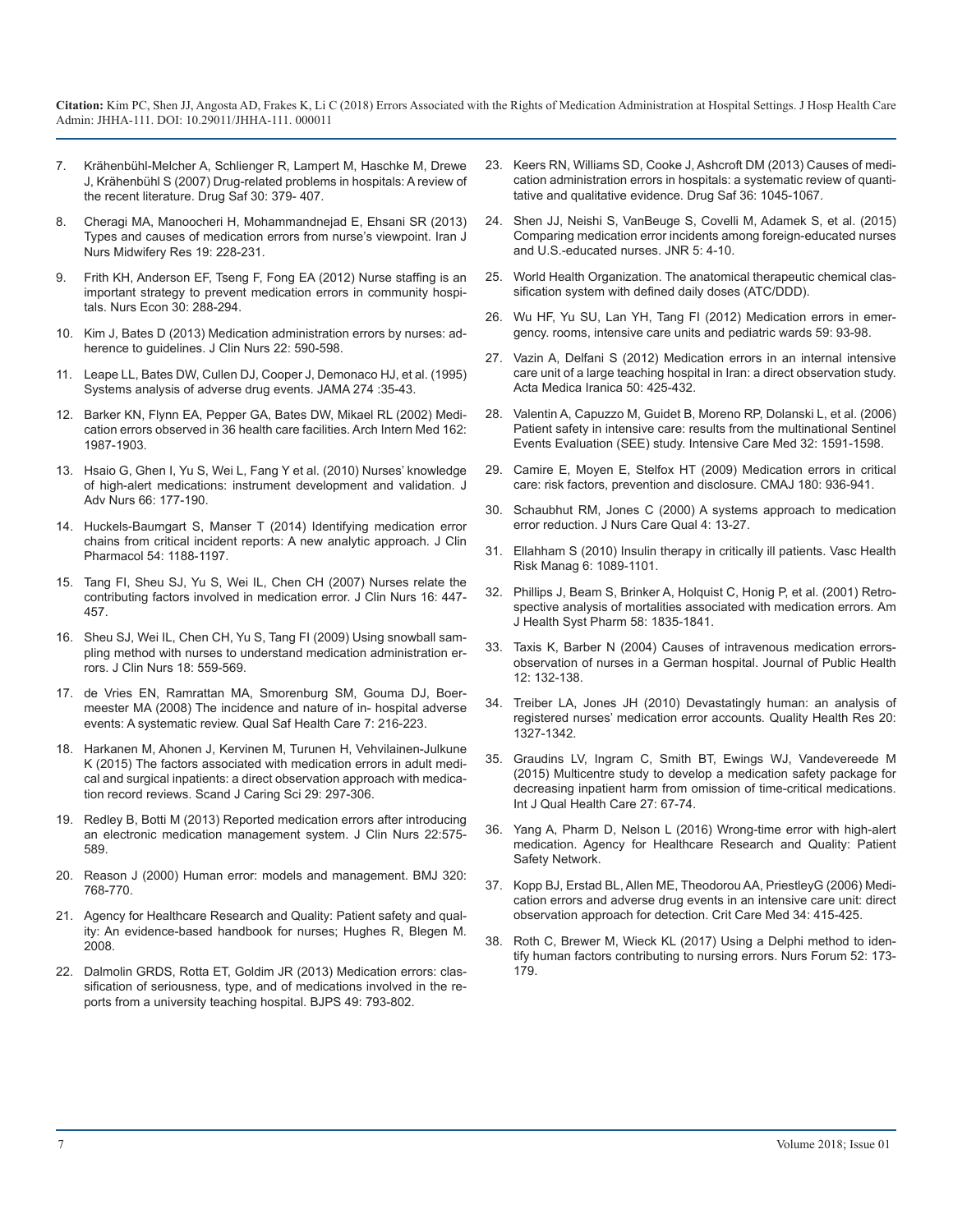7. Krähenbühl-Melcher A, Schlienger R, Lampert M, Haschke M, Drewe J, Krähenbühl S (2007) Drug-related problems in hospitals: A review of the recent literature. Drug Saf 30: 379- 407.

8. Cheragi MA, Manoocheri H, Mohammandnejad E, Ehsani SR (2013) Types and causes of medication errors from nurse's viewpoint. Iran J Nurs Midwifery Res 19: 228-231.

9. Frith KH, Anderson EF, Tseng F, Fong EA (2012) Nurse staffing is an important strategy to prevent medication errors in community hospitals. Nurs Econ 30: 288-294.

10. Kim J, Bates D (2013) Medication administration errors by nurses: adherence to guidelines. J Clin Nurs 22: 590-598.

11. Leape LL, Bates DW, Cullen DJ, Cooper J, Demonaco HJ, et al. (1995) Systems analysis of adverse drug events. JAMA 274 :35-43.

12. Barker KN, Flynn EA, Pepper GA, Bates DW, Mikael RL (2002) Medication errors observed in 36 health care facilities. Arch Intern Med 162: 1987-1903.

13. Hsaio G, Ghen I, Yu S, Wei L, Fang Y et al. (2010) Nurses' knowledge of high-alert medications: instrument development and validation. J Adv Nurs 66: 177-190.

14. Huckels-Baumgart S, Manser T (2014) Identifying medication error chains from critical incident reports: A new analytic approach. J Clin Pharmacol 54: 1188-1197.

15. Tang FI, Sheu SJ, Yu S, Wei IL, Chen CH (2007) Nurses relate the contributing factors involved in medication error. J Clin Nurs 16: 447-457.

16. Sheu SJ, Wei IL, Chen CH, Yu S, Tang FI (2009) Using snowball sampling method with nurses to understand medication administration errors. J Clin Nurs 18: 559-569.

17. de Vries EN, Ramrattan MA, Smorenburg SM, Gouma DJ, Boermeester MA (2008) The incidence and nature of in- hospital adverse events: A systematic review. Qual Saf Health Care 7: 216-223.

18. Harkanen M, Ahonen J, Kervinen M, Turunen H, Vehvilainen-Julkune K (2015) The factors associated with medication errors in adult medical and surgical inpatients: a direct observation approach with medication record reviews. Scand J Caring Sci 29: 297-306.

19. Redley B, Botti M (2013) Reported medication errors after introducing an electronic medication management system. J Clin Nurs 22:575-589.

20. Reason J (2000) Human error: models and management. BMJ 320: 768-770.

21. Agency for Healthcare Research and Quality: Patient safety and quality: An evidence-based handbook for nurses; Hughes R, Blegen M. 2008.

22. Dalmolin GRDS, Rotta ET, Goldim JR (2013) Medication errors: classification of seriousness, type, and of medications involved in the reports from a university teaching hospital. BJPS 49: 793-802.

23. Keers RN, Williams SD, Cooke J, Ashcroft DM (2013) Causes of medication administration errors in hospitals: a systematic review of quantitative and qualitative evidence. Drug Saf 36: 1045-1067.

24. Shen JJ, Neishi S, VanBeuge S, Covelli M, Adamek S, et al. (2015) Comparing medication error incidents among foreign-educated nurses and U.S.-educated nurses. JNR 5: 4-10.

25. World Health Organization. The anatomical therapeutic chemical classification system with defined daily doses (ATC/DDD).

26. Wu HF, Yu SU, Lan YH, Tang FI (2012) Medication errors in emergency. rooms, intensive care units and pediatric wards 59: 93-98.

27. Vazin A, Delfani S (2012) Medication errors in an internal intensive care unit of a large teaching hospital in Iran: a direct observation study. Acta Medica Iranica 50: 425-432.

28. Valentin A, Capuzzo M, Guidet B, Moreno RP, Dolanski L, et al. (2006) Patient safety in intensive care: results from the multinational Sentinel Events Evaluation (SEE) study. Intensive Care Med 32: 1591-1598.

29. Camire E, Moyen E, Stelfox HT (2009) Medication errors in critical care: risk factors, prevention and disclosure. CMAJ 180: 936-941.

30. Schaubhut RM, Jones C (2000) A systems approach to medication error reduction. J Nurs Care Qual 4: 13-27.

31. Ellahham S (2010) Insulin therapy in critically ill patients. Vasc Health Risk Manag 6: 1089-1101.

32. Phillips J, Beam S, Brinker A, Holquist C, Honig P, et al. (2001) Retrospective analysis of mortalities associated with medication errors. Am J Health Syst Pharm 58: 1835-1841.

33. Taxis K, Barber N (2004) Causes of intravenous medication errors-observation of nurses in a German hospital. Journal of Public Health 12: 132-138.

34. Treiber LA, Jones JH (2010) Devastatingly human: an analysis of registered nurses' medication error accounts. Quality Health Res 20: 1327-1342.

35. Graudins LV, Ingram C, Smith BT, Ewings WJ, Vandevereede M (2015) Multicentre study to develop a medication safety package for decreasing inpatient harm from omission of time-critical medications. Int J Qual Health Care 27: 67-74.

36. Yang A, Pharm D, Nelson L (2016) Wrong-time error with high-alert medication. Agency for Healthcare Research and Quality: Patient Safety Network.

37. Kopp BJ, Erstad BL, Allen ME, Theodorou AA, PriestleyG (2006) Medication errors and adverse drug events in an intensive care unit: direct observation approach for detection. Crit Care Med 34: 415-425.

38. Roth C, Brewer M, Wieck KL (2017) Using a Delphi method to identify human factors contributing to nursing errors. Nurs Forum 52: 173-179.